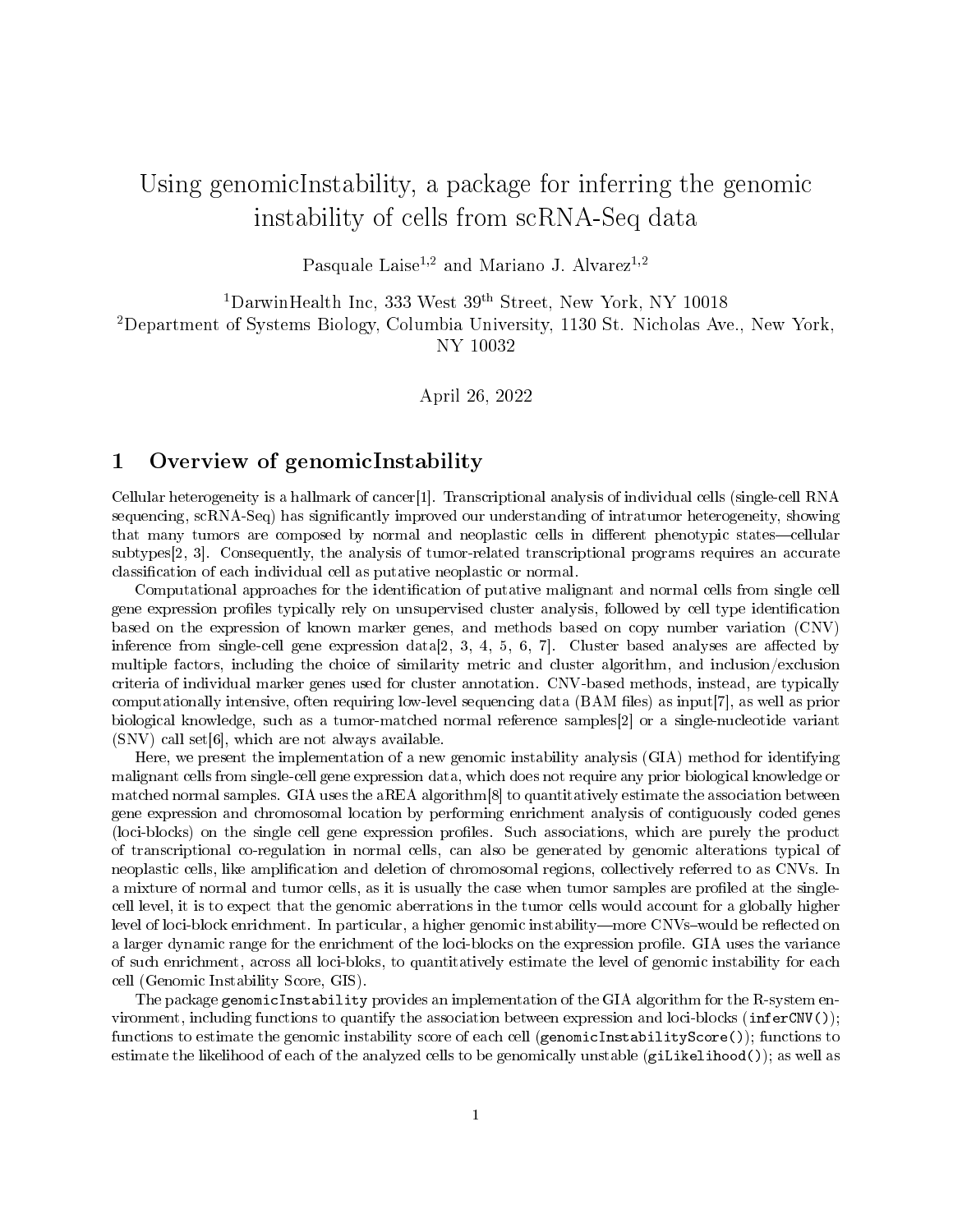# Using genomicInstability, a package for inferring the genomic instability of cells from scRNA-Seq data

Pasquale Laise[1,2] and Mariano J. Alvarez[1,2]

[1]DarwinHealth Inc, 333 West 39[th] Street, New York, NY 10018
[2]Department of Systems Biology, Columbia University, 1130 St. Nicholas Ave., New York, NY 10032

April 26, 2022

## 1 Overview of genomicInstability

Cellular heterogeneity is a hallmark of cancer[1]. Transcriptional analysis of individual cells (single-cell RNA sequencing, scRNA-Seq) has significantly improved our understanding of intratumor heterogeneity, showing that many tumors are composed by normal and neoplastic cells in different phenotypic states—cellular subtypes[2, 3]. Consequently, the analysis of tumor-related transcriptional programs requires an accurate classification of each individual cell as putative neoplastic or normal.

Computational approaches for the identification of putative malignant and normal cells from single cell gene expression profiles typically rely on unsupervised cluster analysis, followed by cell type identification based on the expression of known marker genes, and methods based on copy number variation (CNV) inference from single-cell gene expression data[2, 3, 4, 5, 6, 7]. Cluster based analyses are affected by multiple factors, including the choice of similarity metric and cluster algorithm, and inclusion/exclusion criteria of individual marker genes used for cluster annotation. CNV-based methods, instead, are typically computationally intensive, often requiring low-level sequencing data (BAM files) as input[7], as well as prior biological knowledge, such as a tumor-matched normal reference samples[2] or a single-nucleotide variant (SNV) call set[6], which are not always available.

Here, we present the implementation of a new genomic instability analysis (GIA) method for identifying malignant cells from single-cell gene expression data, which does not require any prior biological knowledge or matched normal samples. GIA uses the aREA algorithm[8] to quantitatively estimate the association between gene expression and chromosomal location by performing enrichment analysis of contiguously coded genes (loci-blocks) on the single cell gene expression profiles. Such associations, which are purely the product of transcriptional co-regulation in normal cells, can also be generated by genomic alterations typical of neoplastic cells, like amplification and deletion of chromosomal regions, collectively referred to as CNVs. In a mixture of normal and tumor cells, as it is usually the case when tumor samples are profiled at the single-cell level, it is to expect that the genomic aberrations in the tumor cells would account for a globally higher level of loci-block enrichment. In particular, a higher genomic instability—more CNVs–would be reflected on a larger dynamic range for the enrichment of the loci-blocks on the expression profile. GIA uses the variance of such enrichment, across all loci-bloks, to quantitatively estimate the level of genomic instability for each cell (Genomic Instability Score, GIS).

The package genomicInstability provides an implementation of the GIA algorithm for the R-system environment, including functions to quantify the association between expression and loci-blocks (`inferCNV()`); functions to estimate the genomic instability score of each cell (`genomicInstabilityScore()`); functions to estimate the likelihood of each of the analyzed cells to be genomically unstable (`giLikelihood()`); as well as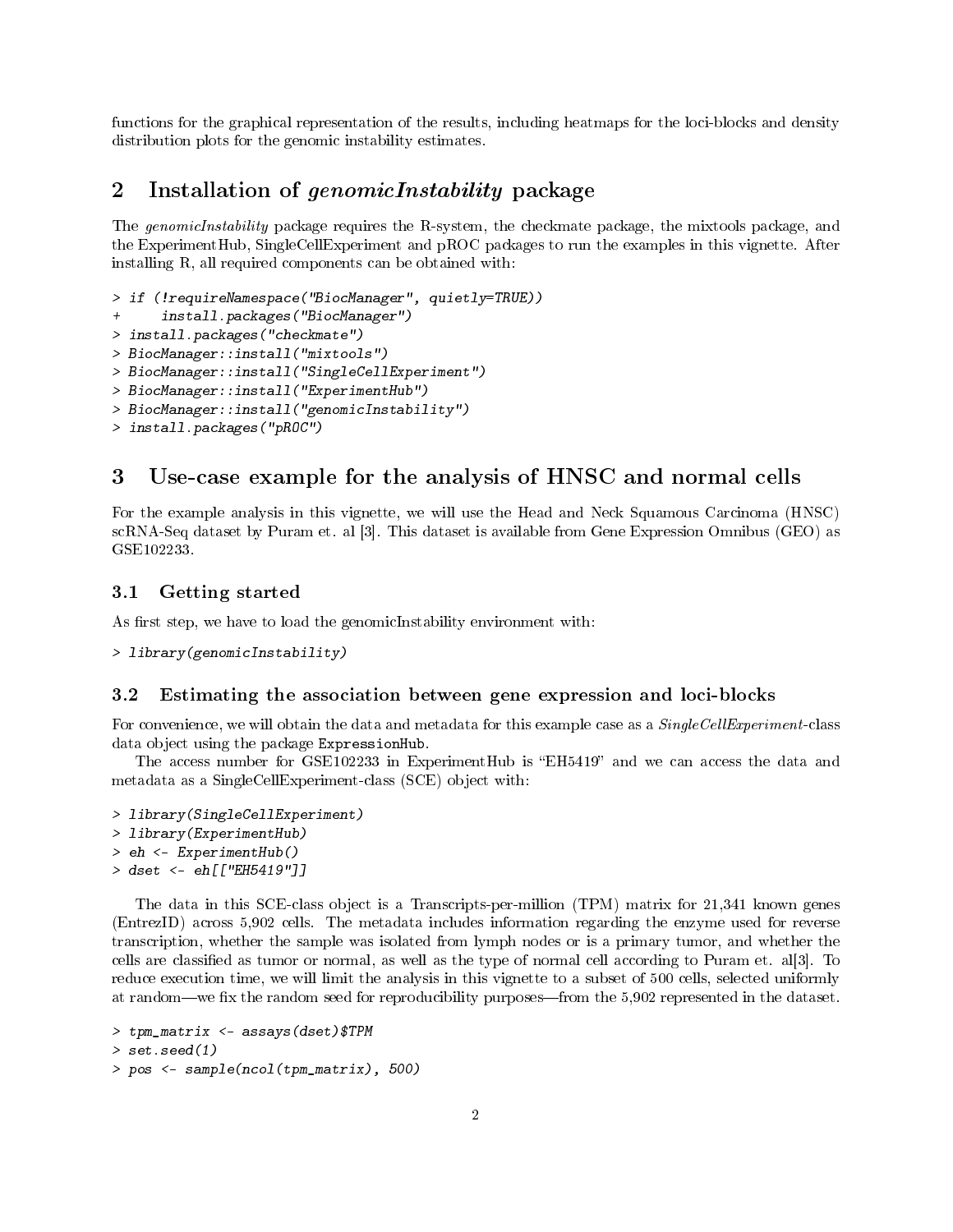functions for the graphical representation of the results, including heatmaps for the loci-blocks and density distribution plots for the genomic instability estimates.

# 2 Installation of *genomicInstability* package

The *genomicInstability* package requires the R-system, the checkmate package, the mixtools package, and the ExperimentHub, SingleCellExperiment and pROC packages to run the examples in this vignette. After installing R, all required components can be obtained with:

```
> if (!requireNamespace("BiocManager", quietly=TRUE))
+     install.packages("BiocManager")
> install.packages("checkmate")
> BiocManager::install("mixtools")
> BiocManager::install("SingleCellExperiment")
> BiocManager::install("ExperimentHub")
> BiocManager::install("genomicInstability")
> install.packages("pROC")
```

# 3 Use-case example for the analysis of HNSC and normal cells

For the example analysis in this vignette, we will use the Head and Neck Squamous Carcinoma (HNSC) scRNA-Seq dataset by Puram et. al [3]. This dataset is available from Gene Expression Omnibus (GEO) as GSE102233.

## 3.1 Getting started

As first step, we have to load the genomicInstability environment with:

```
> library(genomicInstability)
```

## 3.2 Estimating the association between gene expression and loci-blocks

For convenience, we will obtain the data and metadata for this example case as a *SingleCellExperiment*-class data object using the package `ExpressionHub`.

The access number for GSE102233 in ExperimentHub is "EH5419" and we can access the data and metadata as a SingleCellExperiment-class (SCE) object with:

```
> library(SingleCellExperiment)
> library(ExperimentHub)
> eh <- ExperimentHub()
> dset <- eh[["EH5419"]]
```

The data in this SCE-class object is a Transcripts-per-million (TPM) matrix for 21,341 known genes (EntrezID) across 5,902 cells. The metadata includes information regarding the enzyme used for reverse transcription, whether the sample was isolated from lymph nodes or is a primary tumor, and whether the cells are classified as tumor or normal, as well as the type of normal cell according to Puram et. al[3]. To reduce execution time, we will limit the analysis in this vignette to a subset of 500 cells, selected uniformly at random—we fix the random seed for reproducibility purposes—from the 5,902 represented in the dataset.

```
> tpm_matrix <- assays(dset)$TPM
> set.seed(1)
> pos <- sample(ncol(tpm_matrix), 500)
```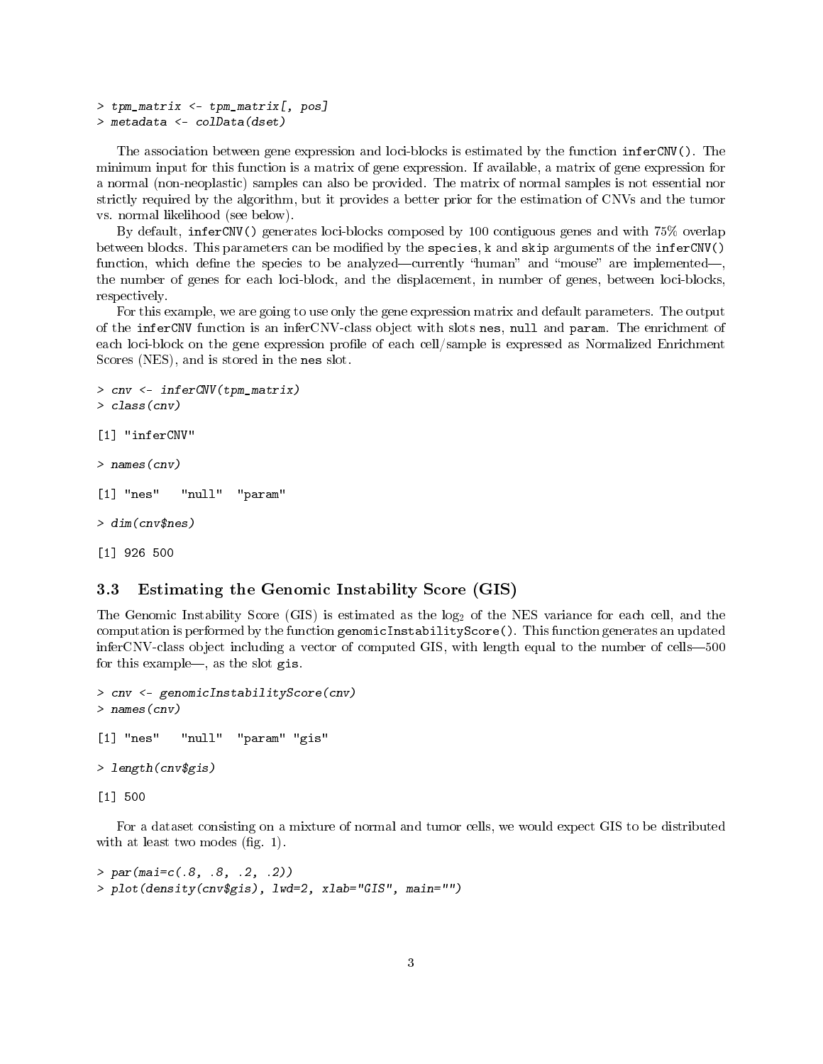```
> tpm_matrix <- tpm_matrix[, pos]
> metadata <- colData(dset)
```

The association between gene expression and loci-blocks is estimated by the function `inferCNV()`. The minimum input for this function is a matrix of gene expression. If available, a matrix of gene expression for a normal (non-neoplastic) samples can also be provided. The matrix of normal samples is not essential nor strictly required by the algorithm, but it provides a better prior for the estimation of CNVs and the tumor vs. normal likelihood (see below).

By default, `inferCNV()` generates loci-blocks composed by 100 contiguous genes and with 75% overlap between blocks. This parameters can be modified by the `species`, `k` and `skip` arguments of the `inferCNV()` function, which define the species to be analyzed—currently "human" and "mouse" are implemented—, the number of genes for each loci-block, and the displacement, in number of genes, between loci-blocks, respectively.

For this example, we are going to use only the gene expression matrix and default parameters. The output of the `inferCNV` function is an inferCNV-class object with slots `nes`, `null` and `param`. The enrichment of each loci-block on the gene expression profile of each cell/sample is expressed as Normalized Enrichment Scores (NES), and is stored in the `nes` slot.

```
> cnv <- inferCNV(tpm_matrix)
> class(cnv)

[1] "inferCNV"

> names(cnv)

[1] "nes"   "null"  "param"

> dim(cnv$nes)

[1] 926 500
```

### 3.3 Estimating the Genomic Instability Score (GIS)

The Genomic Instability Score (GIS) is estimated as the $\log_2$ of the NES variance for each cell, and the computation is performed by the function `genomicInstabilityScore()`. This function generates an updated inferCNV-class object including a vector of computed GIS, with length equal to the number of cells—500 for this example—, as the slot `gis`.

```
> cnv <- genomicInstabilityScore(cnv)
> names(cnv)

[1] "nes"   "null"  "param" "gis"

> length(cnv$gis)

[1] 500
```

For a dataset consisting on a mixture of normal and tumor cells, we would expect GIS to be distributed with at least two modes (fig. 1).

```
> par(mai=c(.8, .8, .2, .2))
> plot(density(cnv$gis), lwd=2, xlab="GIS", main="")
```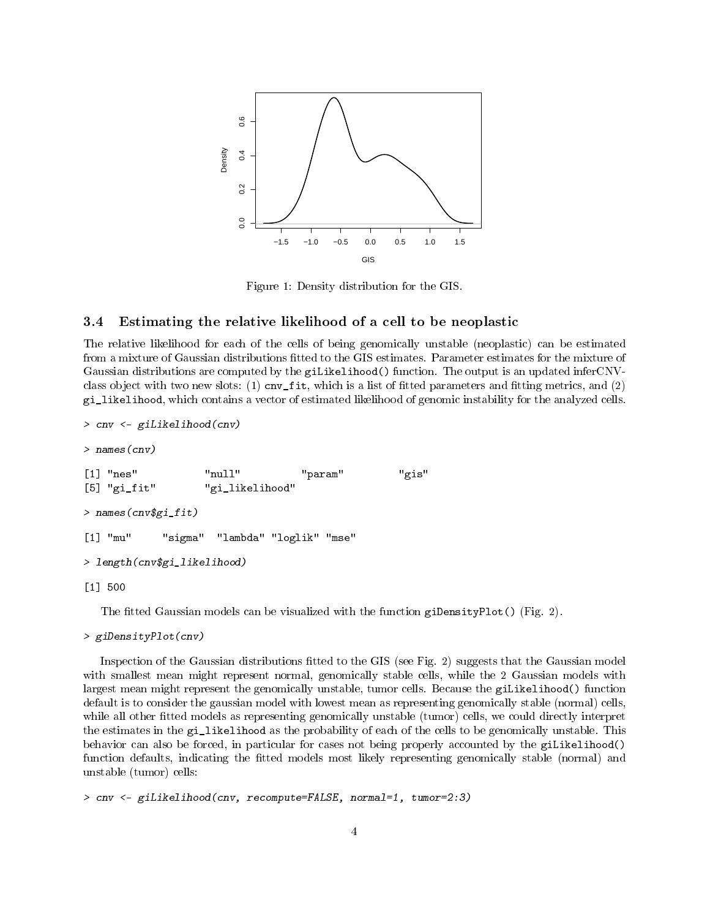Figure 1: Density distribution for the GIS.

### 3.4 Estimating the relative likelihood of a cell to be neoplastic

The relative likelihood for each of the cells of being genomically unstable (neoplastic) can be estimated from a mixture of Gaussian distributions fitted to the GIS estimates. Parameter estimates for the mixture of Gaussian distributions are computed by the `giLikelihood()` function. The output is an updated inferCNV-class object with two new slots: (1) `cnv_fit`, which is a list of fitted parameters and fitting metrics, and (2) `gi_likelihood`, which contains a vector of estimated likelihood of genomic instability for the analyzed cells.

```
> cnv <- giLikelihood(cnv)
```

```
> names(cnv)
```

```
[1] "nes"           "null"          "param"         "gis"
[5] "gi_fit"        "gi_likelihood"
```

```
> names(cnv$gi_fit)
```

```
[1] "mu"     "sigma"  "lambda" "loglik" "mse"
```

```
> length(cnv$gi_likelihood)
```

```
[1] 500
```

The fitted Gaussian models can be visualized with the function `giDensityPlot()` (Fig. 2).

```
> giDensityPlot(cnv)
```

Inspection of the Gaussian distributions fitted to the GIS (see Fig. 2) suggests that the Gaussian model with smallest mean might represent normal, genomically stable cells, while the 2 Gaussian models with largest mean might represent the genomically unstable, tumor cells. Because the `giLikelihood()` function default is to consider the gaussian model with lowest mean as representing genomically stable (normal) cells, while all other fitted models as representing genomically unstable (tumor) cells, we could directly interpret the estimates in the `gi_likelihood` as the probability of each of the cells to be genomically unstable. This behavior can also be forced, in particular for cases not being properly accounted by the `giLikelihood()` function defaults, indicating the fitted models most likely representing genomically stable (normal) and unstable (tumor) cells:

```
> cnv <- giLikelihood(cnv, recompute=FALSE, normal=1, tumor=2:3)
```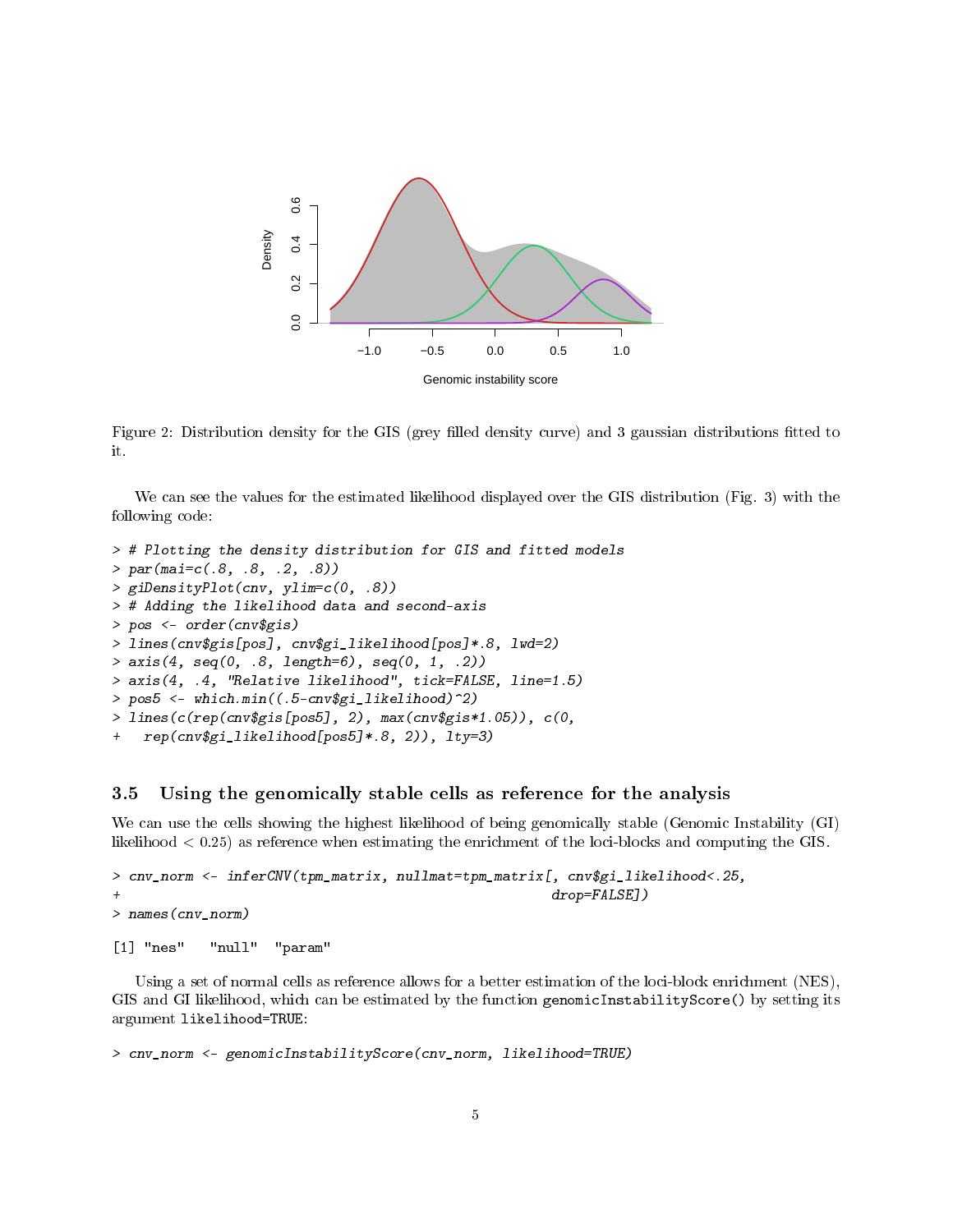Figure 2: Distribution density for the GIS (grey filled density curve) and 3 gaussian distributions fitted to it.

We can see the values for the estimated likelihood displayed over the GIS distribution (Fig. 3) with the following code:

```
> # Plotting the density distribution for GIS and fitted models
> par(mai=c(.8, .8, .2, .8))
> giDensityPlot(cnv, ylim=c(0, .8))
> # Adding the likelihood data and second-axis
> pos <- order(cnv$gis)
> lines(cnv$gis[pos], cnv$gi_likelihood[pos]*.8, lwd=2)
> axis(4, seq(0, .8, length=6), seq(0, 1, .2))
> axis(4, .4, "Relative likelihood", tick=FALSE, line=1.5)
> pos5 <- which.min((.5-cnv$gi_likelihood)^2)
> lines(c(rep(cnv$gis[pos5], 2), max(cnv$gis*1.05)), c(0,
+   rep(cnv$gi_likelihood[pos5]*.8, 2)), lty=3)
```

### 3.5 Using the genomically stable cells as reference for the analysis

We can use the cells showing the highest likelihood of being genomically stable (Genomic Instability (GI) likelihood $< 0.25$) as reference when estimating the enrichment of the loci-blocks and computing the GIS.

```
> cnv_norm <- inferCNV(tpm_matrix, nullmat=tpm_matrix[, cnv$gi_likelihood<.25,
+                                                      drop=FALSE])
> names(cnv_norm)

[1] "nes"   "null"  "param"
```

Using a set of normal cells as reference allows for a better estimation of the loci-block enrichment (NES), GIS and GI likelihood, which can be estimated by the function `genomicInstabilityScore()` by setting its argument `likelihood=TRUE`:

```
> cnv_norm <- genomicInstabilityScore(cnv_norm, likelihood=TRUE)
```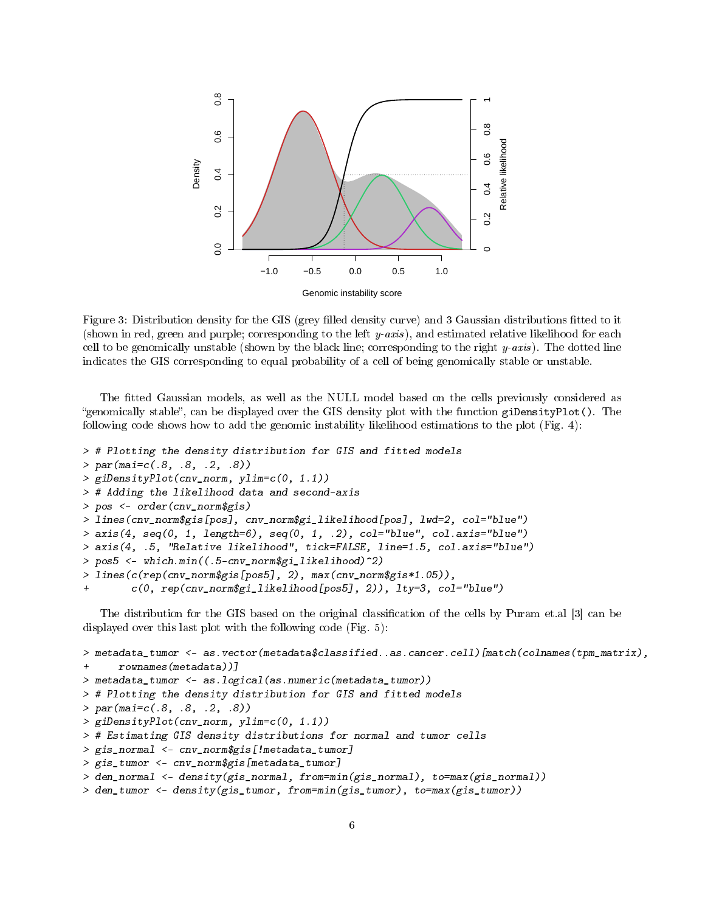Figure 3: Distribution density for the GIS (grey filled density curve) and 3 Gaussian distributions fitted to it (shown in red, green and purple; corresponding to the left *y-axis*), and estimated relative likelihood for each cell to be genomically unstable (shown by the black line; corresponding to the right *y-axis*). The dotted line indicates the GIS corresponding to equal probability of a cell of being genomically stable or unstable.

The fitted Gaussian models, as well as the NULL model based on the cells previously considered as "genomically stable", can be displayed over the GIS density plot with the function `giDensityPlot()`. The following code shows how to add the genomic instability likelihood estimations to the plot (Fig. 4):

```
> # Plotting the density distribution for GIS and fitted models
> par(mai=c(.8, .8, .2, .8))
> giDensityPlot(cnv_norm, ylim=c(0, 1.1))
> # Adding the likelihood data and second-axis
> pos <- order(cnv_norm$gis)
> lines(cnv_norm$gis[pos], cnv_norm$gi_likelihood[pos], lwd=2, col="blue")
> axis(4, seq(0, 1, length=6), seq(0, 1, .2), col="blue", col.axis="blue")
> axis(4, .5, "Relative likelihood", tick=FALSE, line=1.5, col.axis="blue")
> pos5 <- which.min((.5-cnv_norm$gi_likelihood)^2)
> lines(c(rep(cnv_norm$gis[pos5], 2), max(cnv_norm$gis*1.05)),
+       c(0, rep(cnv_norm$gi_likelihood[pos5], 2)), lty=3, col="blue")
```

The distribution for the GIS based on the original classification of the cells by Puram et.al [3] can be displayed over this last plot with the following code (Fig. 5):

```
> metadata_tumor <- as.vector(metadata$classified..as.cancer.cell)[match(colnames(tpm_matrix),
+     rownames(metadata))]
> metadata_tumor <- as.logical(as.numeric(metadata_tumor))
> # Plotting the density distribution for GIS and fitted models
> par(mai=c(.8, .8, .2, .8))
> giDensityPlot(cnv_norm, ylim=c(0, 1.1))
> # Estimating GIS density distributions for normal and tumor cells
> gis_normal <- cnv_norm$gis[!metadata_tumor]
> gis_tumor <- cnv_norm$gis[metadata_tumor]
> den_normal <- density(gis_normal, from=min(gis_normal), to=max(gis_normal))
> den_tumor <- density(gis_tumor, from=min(gis_tumor), to=max(gis_tumor))
```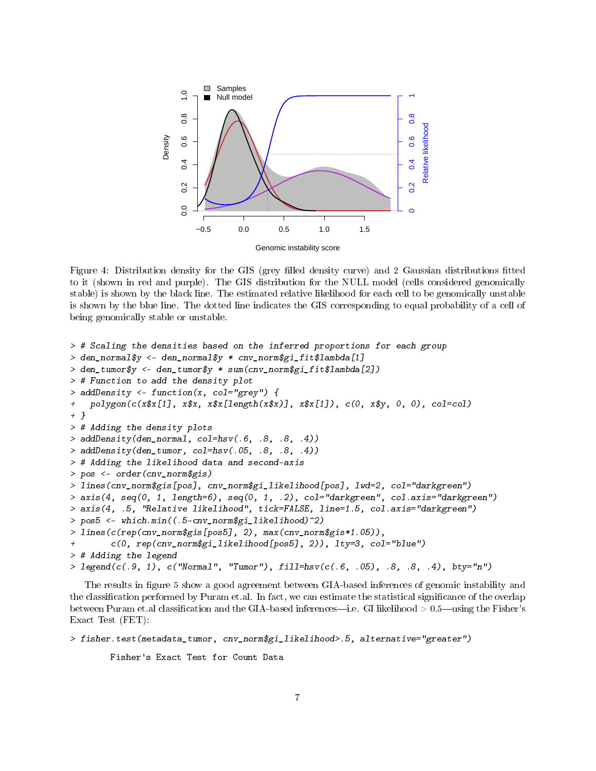Figure 4: Distribution density for the GIS (grey filled density curve) and 2 Gaussian distributions fitted to it (shown in red and purple). The GIS distribution for the NULL model (cells considered genomically stable) is shown by the black line. The estimated relative likelihood for each cell to be genomically unstable is shown by the blue line. The dotted line indicates the GIS corresponding to equal probability of a cell of being genomically stable or unstable.

```
> # Scaling the densities based on the inferred proportions for each group
> den_normal$y <- den_normal$y * cnv_norm$gi_fit$lambda[1]
> den_tumor$y <- den_tumor$y * sum(cnv_norm$gi_fit$lambda[2])
> # Function to add the density plot
> addDensity <- function(x, col="grey") {
+   polygon(c(x$x[1], x$x, x$x[length(x$x)], x$x[1]), c(0, x$y, 0, 0), col=col)
+ }
> # Adding the density plots
> addDensity(den_normal, col=hsv(.6, .8, .8, .4))
> addDensity(den_tumor, col=hsv(.05, .8, .8, .4))
> # Adding the likelihood data and second-axis
> pos <- order(cnv_norm$gis)
> lines(cnv_norm$gis[pos], cnv_norm$gi_likelihood[pos], lwd=2, col="darkgreen")
> axis(4, seq(0, 1, length=6), seq(0, 1, .2), col="darkgreen", col.axis="darkgreen")
> axis(4, .5, "Relative likelihood", tick=FALSE, line=1.5, col.axis="darkgreen")
> pos5 <- which.min((.5-cnv_norm$gi_likelihood)^2)
> lines(c(rep(cnv_norm$gis[pos5], 2), max(cnv_norm$gis*1.05)),
+       c(0, rep(cnv_norm$gi_likelihood[pos5], 2)), lty=3, col="blue")
> # Adding the legend
> legend(c(.9, 1), c("Normal", "Tumor"), fill=hsv(c(.6, .05), .8, .8, .4), bty="n")
```

The results in figure 5 show a good agreement between GIA-based inferences of genomic instability and the classification performed by Puram et.al. In fact, we can estimate the statistical significance of the overlap between Puram et.al classification and the GIA-based inferences—i.e. GI likelihood $> 0.5$—using the Fisher's Exact Test (FET):

```
> fisher.test(metadata_tumor, cnv_norm$gi_likelihood>.5, alternative="greater")

        Fisher's Exact Test for Count Data
```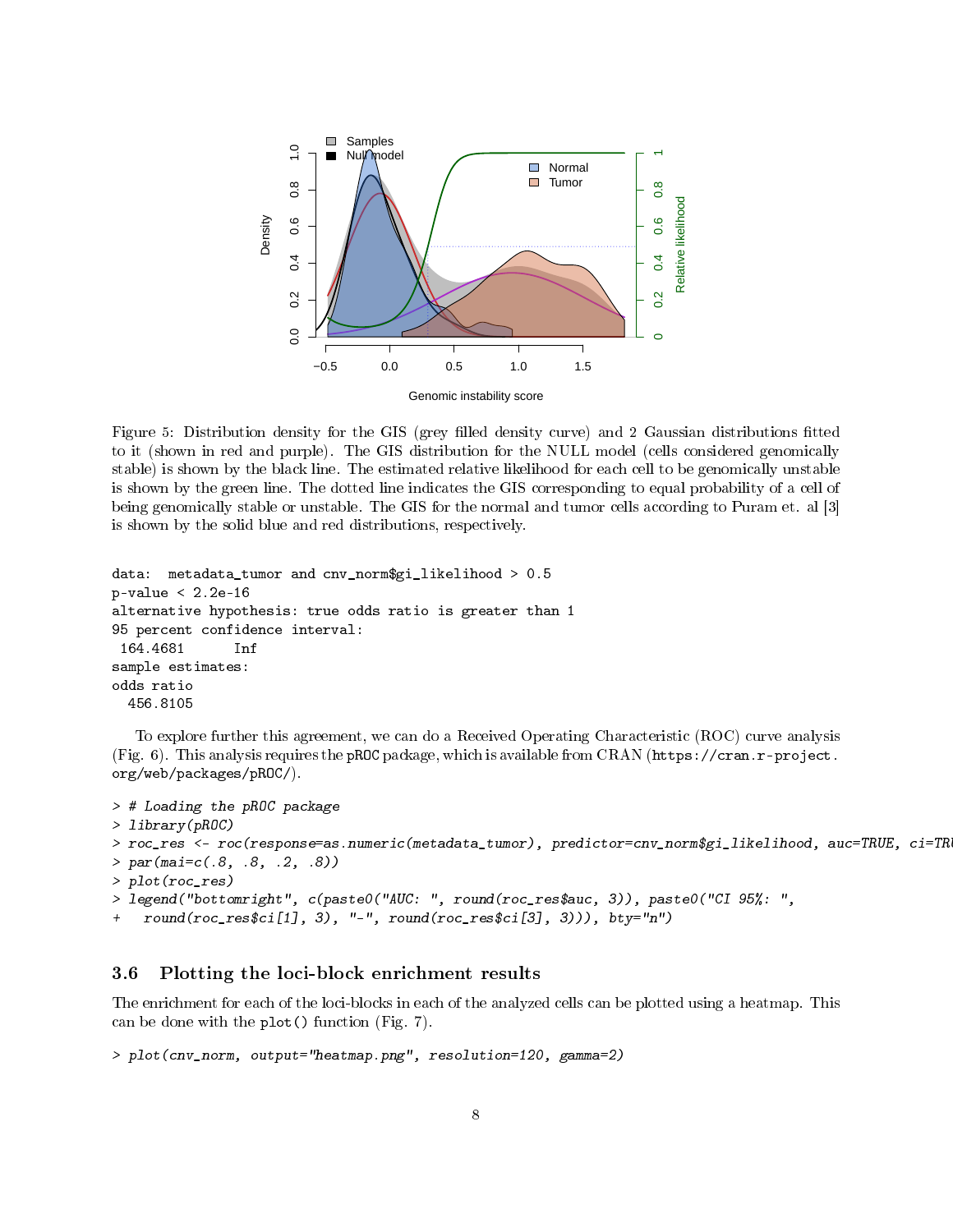Figure 5: Distribution density for the GIS (grey filled density curve) and 2 Gaussian distributions fitted to it (shown in red and purple). The GIS distribution for the NULL model (cells considered genomically stable) is shown by the black line. The estimated relative likelihood for each cell to be genomically unstable is shown by the green line. The dotted line indicates the GIS corresponding to equal probability of a cell of being genomically stable or unstable. The GIS for the normal and tumor cells according to Puram et. al [3] is shown by the solid blue and red distributions, respectively.

```
data:  metadata_tumor and cnv_norm$gi_likelihood > 0.5
p-value < 2.2e-16
alternative hypothesis: true odds ratio is greater than 1
95 percent confidence interval:
 164.4681      Inf
sample estimates:
odds ratio
  456.8105
```

To explore further this agreement, we can do a Received Operating Characteristic (ROC) curve analysis (Fig. 6). This analysis requires the pROC package, which is available from CRAN (https://cran.r-project.org/web/packages/pROC/).

```
> # Loading the pROC package
> library(pROC)
> roc_res <- roc(response=as.numeric(metadata_tumor), predictor=cnv_norm$gi_likelihood, auc=TRUE, ci=TRU
> par(mai=c(.8, .8, .2, .8))
> plot(roc_res)
> legend("bottomright", c(paste0("AUC: ", round(roc_res$auc, 3)), paste0("CI 95%: ",
+   round(roc_res$ci[1], 3), "-", round(roc_res$ci[3], 3))), bty="n")
```

### 3.6 Plotting the loci-block enrichment results

The enrichment for each of the loci-blocks in each of the analyzed cells can be plotted using a heatmap. This can be done with the plot() function (Fig. 7).

```
> plot(cnv_norm, output="heatmap.png", resolution=120, gamma=2)
```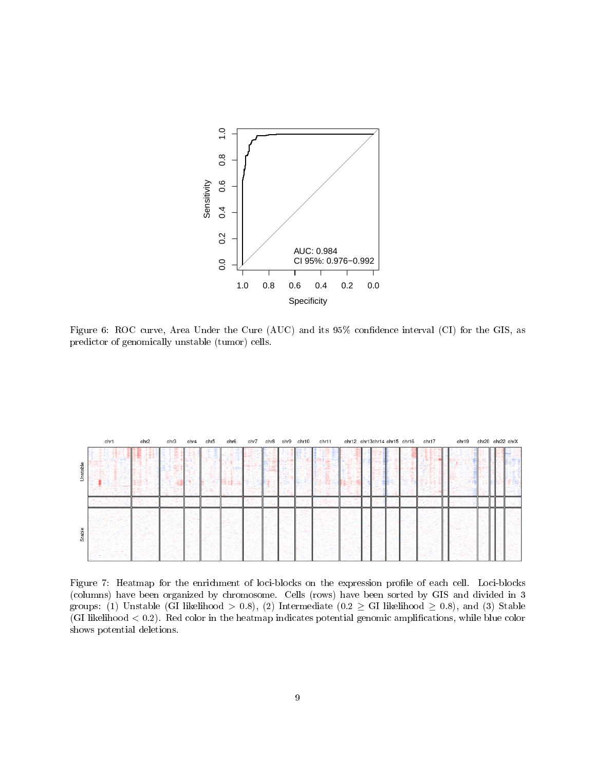Figure 6: ROC curve, Area Under the Cure (AUC) and its 95% confidence interval (CI) for the GIS, as predictor of genomically unstable (tumor) cells.

Figure 7: Heatmap for the enrichment of loci-blocks on the expression profile of each cell. Loci-blocks (columns) have been organized by chromosome. Cells (rows) have been sorted by GIS and divided in 3 groups: (1) Unstable (GI likelihood $> 0.8$), (2) Intermediate ($0.2 \geq$ GI likelihood $\geq 0.8$), and (3) Stable (GI likelihood $< 0.2$). Red color in the heatmap indicates potential genomic amplifications, while blue color shows potential deletions.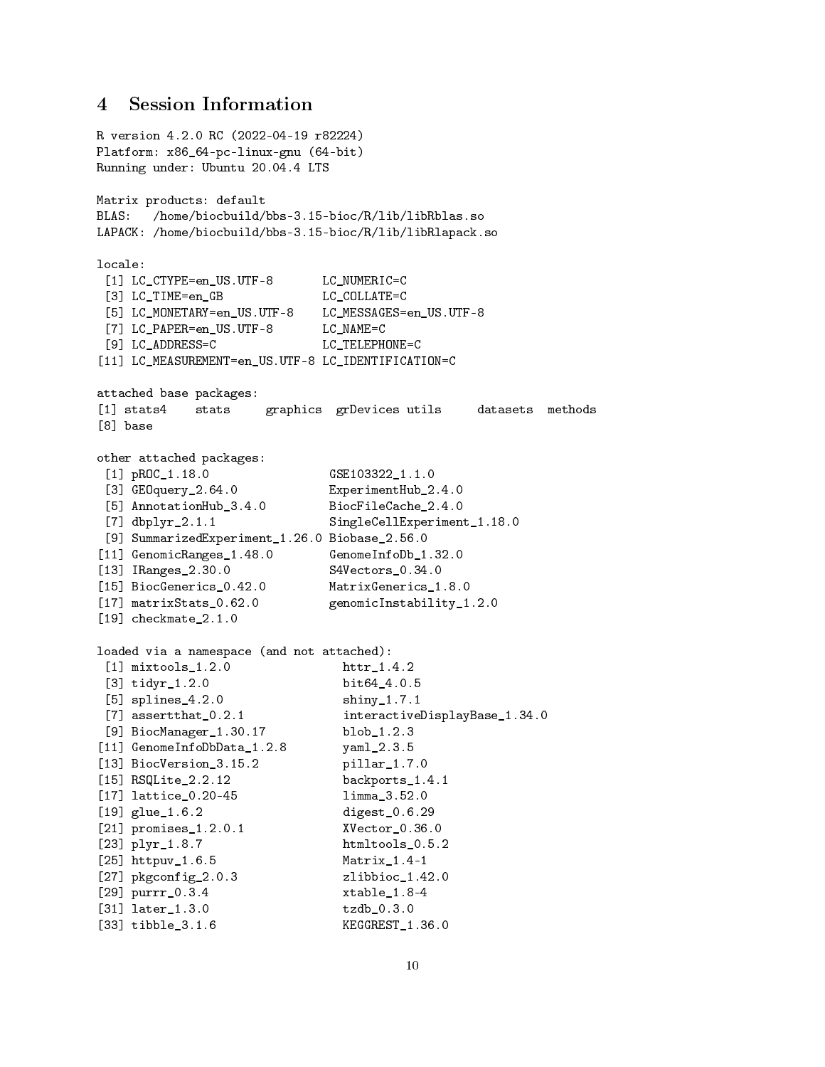# 4 Session Information

```
R version 4.2.0 RC (2022-04-19 r82224)
Platform: x86_64-pc-linux-gnu (64-bit)
Running under: Ubuntu 20.04.4 LTS

Matrix products: default
BLAS:   /home/biocbuild/bbs-3.15-bioc/R/lib/libRblas.so
LAPACK: /home/biocbuild/bbs-3.15-bioc/R/lib/libRlapack.so

locale:
 [1] LC_CTYPE=en_US.UTF-8       LC_NUMERIC=C
 [3] LC_TIME=en_GB              LC_COLLATE=C
 [5] LC_MONETARY=en_US.UTF-8    LC_MESSAGES=en_US.UTF-8
 [7] LC_PAPER=en_US.UTF-8       LC_NAME=C
 [9] LC_ADDRESS=C               LC_TELEPHONE=C
[11] LC_MEASUREMENT=en_US.UTF-8 LC_IDENTIFICATION=C

attached base packages:
[1] stats4    stats     graphics  grDevices utils     datasets  methods
[8] base

other attached packages:
 [1] pROC_1.18.0                 GSE103322_1.1.0
 [3] GEOquery_2.64.0             ExperimentHub_2.4.0
 [5] AnnotationHub_3.4.0         BiocFileCache_2.4.0
 [7] dbplyr_2.1.1                SingleCellExperiment_1.18.0
 [9] SummarizedExperiment_1.26.0 Biobase_2.56.0
[11] GenomicRanges_1.48.0        GenomeInfoDb_1.32.0
[13] IRanges_2.30.0              S4Vectors_0.34.0
[15] BiocGenerics_0.42.0         MatrixGenerics_1.8.0
[17] matrixStats_0.62.0          genomicInstability_1.2.0
[19] checkmate_2.1.0

loaded via a namespace (and not attached):
 [1] mixtools_1.2.0                httr_1.4.2
 [3] tidyr_1.2.0                   bit64_4.0.5
 [5] splines_4.2.0                 shiny_1.7.1
 [7] assertthat_0.2.1              interactiveDisplayBase_1.34.0
 [9] BiocManager_1.30.17           blob_1.2.3
[11] GenomeInfoDbData_1.2.8        yaml_2.3.5
[13] BiocVersion_3.15.2            pillar_1.7.0
[15] RSQLite_2.2.12                backports_1.4.1
[17] lattice_0.20-45               limma_3.52.0
[19] glue_1.6.2                    digest_0.6.29
[21] promises_1.2.0.1              XVector_0.36.0
[23] plyr_1.8.7                    htmltools_0.5.2
[25] httpuv_1.6.5                  Matrix_1.4-1
[27] pkgconfig_2.0.3               zlibbioc_1.42.0
[29] purrr_0.3.4                   xtable_1.8-4
[31] later_1.3.0                   tzdb_0.3.0
[33] tibble_3.1.6                  KEGGREST_1.36.0
```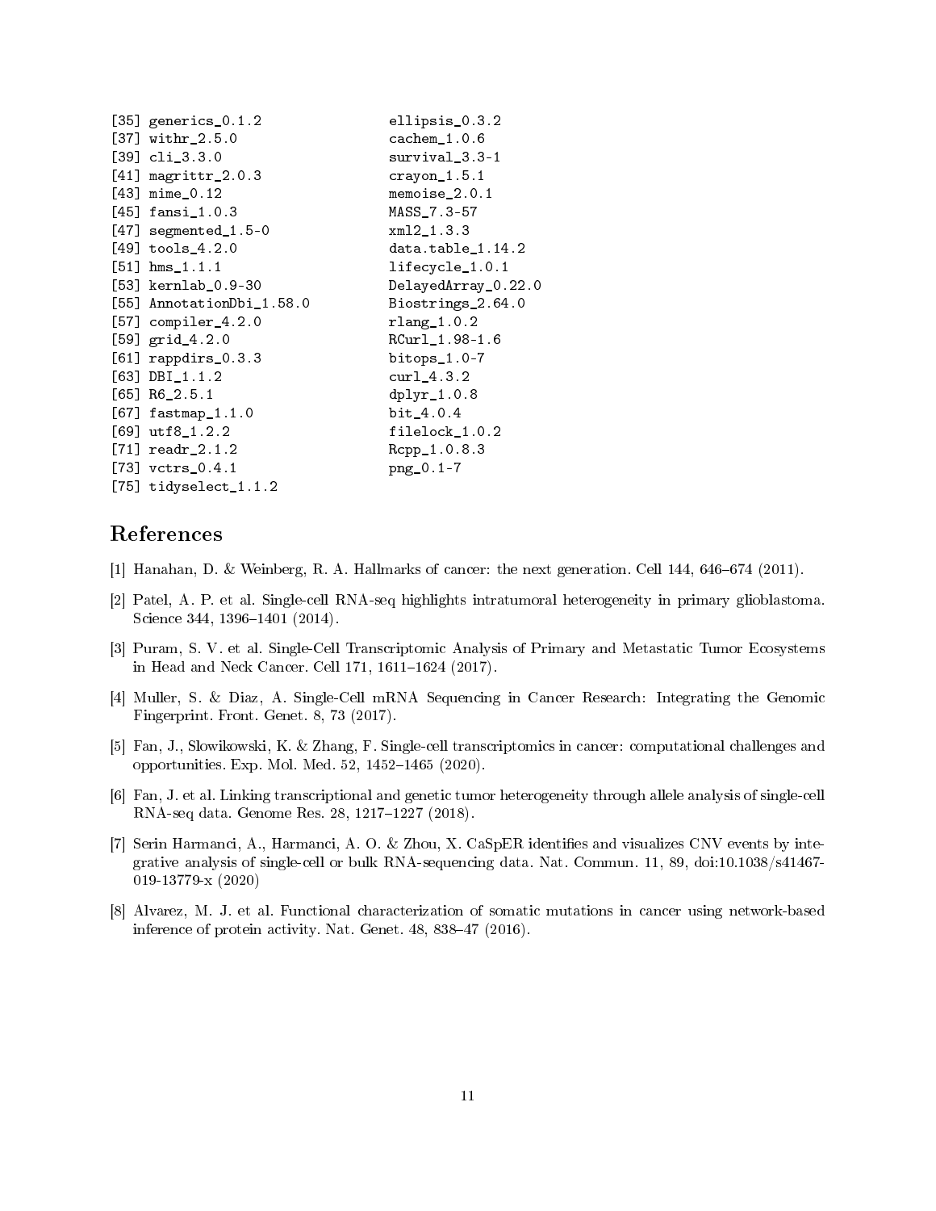```
[35] generics_0.1.2          ellipsis_0.3.2
[37] withr_2.5.0             cachem_1.0.6
[39] cli_3.3.0               survival_3.3-1
[41] magrittr_2.0.3          crayon_1.5.1
[43] mime_0.12               memoise_2.0.1
[45] fansi_1.0.3             MASS_7.3-57
[47] segmented_1.5-0         xml2_1.3.3
[49] tools_4.2.0             data.table_1.14.2
[51] hms_1.1.1               lifecycle_1.0.1
[53] kernlab_0.9-30          DelayedArray_0.22.0
[55] AnnotationDbi_1.58.0    Biostrings_2.64.0
[57] compiler_4.2.0          rlang_1.0.2
[59] grid_4.2.0              RCurl_1.98-1.6
[61] rappdirs_0.3.3          bitops_1.0-7
[63] DBI_1.1.2               curl_4.3.2
[65] R6_2.5.1                dplyr_1.0.8
[67] fastmap_1.1.0           bit_4.0.4
[69] utf8_1.2.2              filelock_1.0.2
[71] readr_2.1.2             Rcpp_1.0.8.3
[73] vctrs_0.4.1             png_0.1-7
[75] tidyselect_1.1.2
```

# References

[1] Hanahan, D. & Weinberg, R. A. Hallmarks of cancer: the next generation. Cell 144, 646–674 (2011).

[2] Patel, A. P. et al. Single-cell RNA-seq highlights intratumoral heterogeneity in primary glioblastoma. Science 344, 1396–1401 (2014).

[3] Puram, S. V. et al. Single-Cell Transcriptomic Analysis of Primary and Metastatic Tumor Ecosystems in Head and Neck Cancer. Cell 171, 1611–1624 (2017).

[4] Muller, S. & Diaz, A. Single-Cell mRNA Sequencing in Cancer Research: Integrating the Genomic Fingerprint. Front. Genet. 8, 73 (2017).

[5] Fan, J., Slowikowski, K. & Zhang, F. Single-cell transcriptomics in cancer: computational challenges and opportunities. Exp. Mol. Med. 52, 1452–1465 (2020).

[6] Fan, J. et al. Linking transcriptional and genetic tumor heterogeneity through allele analysis of single-cell RNA-seq data. Genome Res. 28, 1217–1227 (2018).

[7] Serin Harmanci, A., Harmanci, A. O. & Zhou, X. CaSpER identifies and visualizes CNV events by integrative analysis of single-cell or bulk RNA-sequencing data. Nat. Commun. 11, 89, doi:10.1038/s41467-019-13779-x (2020)

[8] Alvarez, M. J. et al. Functional characterization of somatic mutations in cancer using network-based inference of protein activity. Nat. Genet. 48, 838–47 (2016).